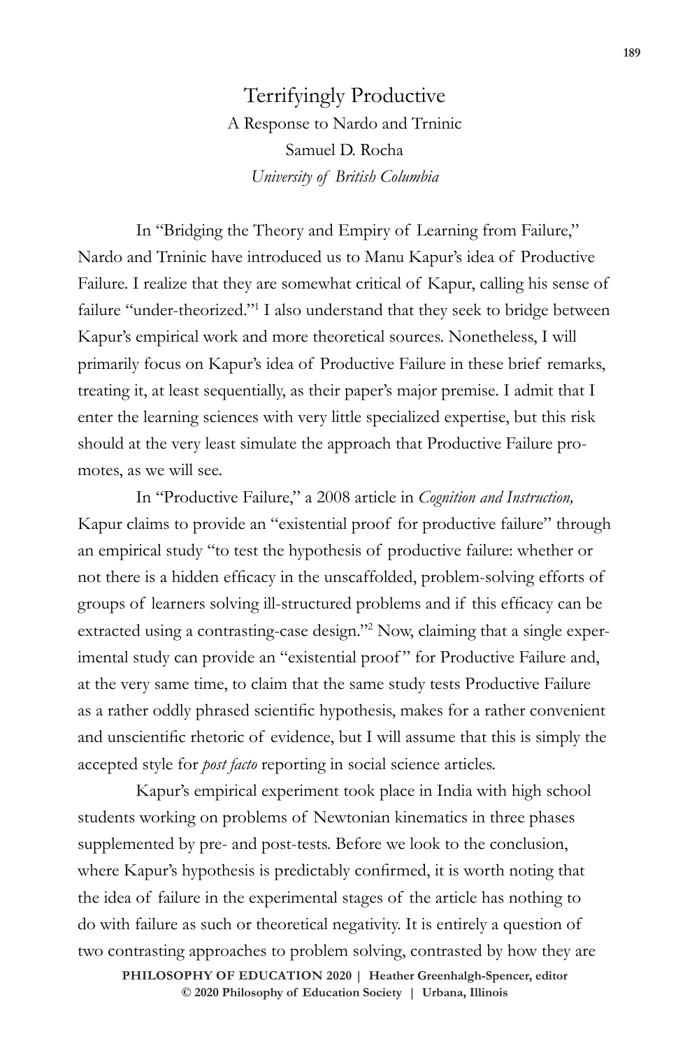# Terrifyingly Productive

A Response to Nardo and Trninic

Samuel D. Rocha

*University of British Columbia*

In "Bridging the Theory and Empiry of Learning from Failure," Nardo and Trninic have introduced us to Manu Kapur's idea of Productive Failure. I realize that they are somewhat critical of Kapur, calling his sense of failure "under-theorized."[1] I also understand that they seek to bridge between Kapur's empirical work and more theoretical sources. Nonetheless, I will primarily focus on Kapur's idea of Productive Failure in these brief remarks, treating it, at least sequentially, as their paper's major premise. I admit that I enter the learning sciences with very little specialized expertise, but this risk should at the very least simulate the approach that Productive Failure promotes, as we will see.

In "Productive Failure," a 2008 article in *Cognition and Instruction,* Kapur claims to provide an "existential proof for productive failure" through an empirical study "to test the hypothesis of productive failure: whether or not there is a hidden efficacy in the unscaffolded, problem-solving efforts of groups of learners solving ill-structured problems and if this efficacy can be extracted using a contrasting-case design."[2] Now, claiming that a single experimental study can provide an "existential proof" for Productive Failure and, at the very same time, to claim that the same study tests Productive Failure as a rather oddly phrased scientific hypothesis, makes for a rather convenient and unscientific rhetoric of evidence, but I will assume that this is simply the accepted style for *post facto* reporting in social science articles.

Kapur's empirical experiment took place in India with high school students working on problems of Newtonian kinematics in three phases supplemented by pre- and post-tests. Before we look to the conclusion, where Kapur's hypothesis is predictably confirmed, it is worth noting that the idea of failure in the experimental stages of the article has nothing to do with failure as such or theoretical negativity. It is entirely a question of two contrasting approaches to problem solving, contrasted by how they are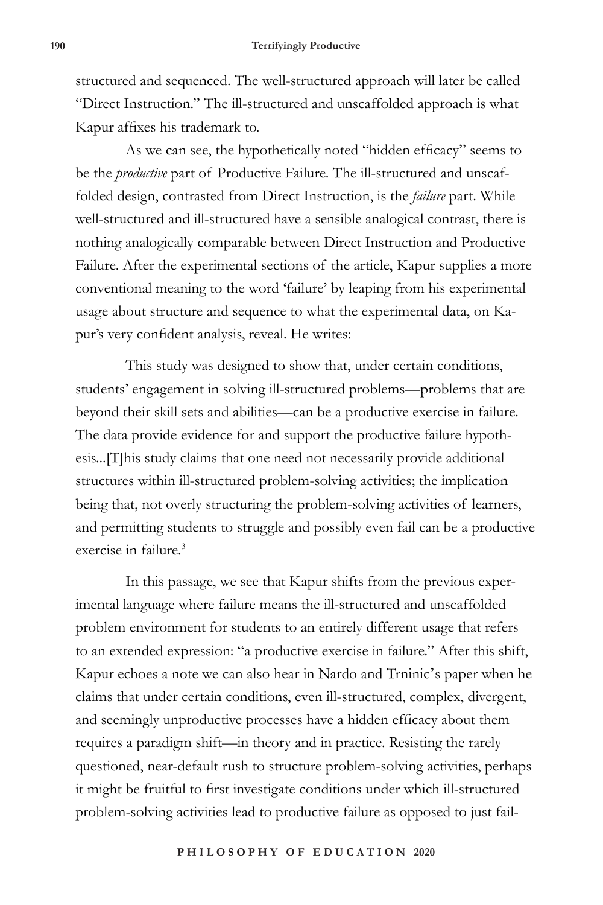structured and sequenced. The well-structured approach will later be called "Direct Instruction." The ill-structured and unscaffolded approach is what Kapur affixes his trademark to.

As we can see, the hypothetically noted "hidden efficacy" seems to be the *productive* part of Productive Failure. The ill-structured and unscaffolded design, contrasted from Direct Instruction, is the *failure* part. While well-structured and ill-structured have a sensible analogical contrast, there is nothing analogically comparable between Direct Instruction and Productive Failure. After the experimental sections of the article, Kapur supplies a more conventional meaning to the word 'failure' by leaping from his experimental usage about structure and sequence to what the experimental data, on Kapur's very confident analysis, reveal. He writes:

> This study was designed to show that, under certain conditions, students' engagement in solving ill-structured problems—problems that are beyond their skill sets and abilities—can be a productive exercise in failure. The data provide evidence for and support the productive failure hypothesis...[T]his study claims that one need not necessarily provide additional structures within ill-structured problem-solving activities; the implication being that, not overly structuring the problem-solving activities of learners, and permitting students to struggle and possibly even fail can be a productive exercise in failure.[3]

In this passage, we see that Kapur shifts from the previous experimental language where failure means the ill-structured and unscaffolded problem environment for students to an entirely different usage that refers to an extended expression: "a productive exercise in failure." After this shift, Kapur echoes a note we can also hear in Nardo and Trninic's paper when he claims that under certain conditions, even ill-structured, complex, divergent, and seemingly unproductive processes have a hidden efficacy about them requires a paradigm shift—in theory and in practice. Resisting the rarely questioned, near-default rush to structure problem-solving activities, perhaps it might be fruitful to first investigate conditions under which ill-structured problem-solving activities lead to productive failure as opposed to just fail-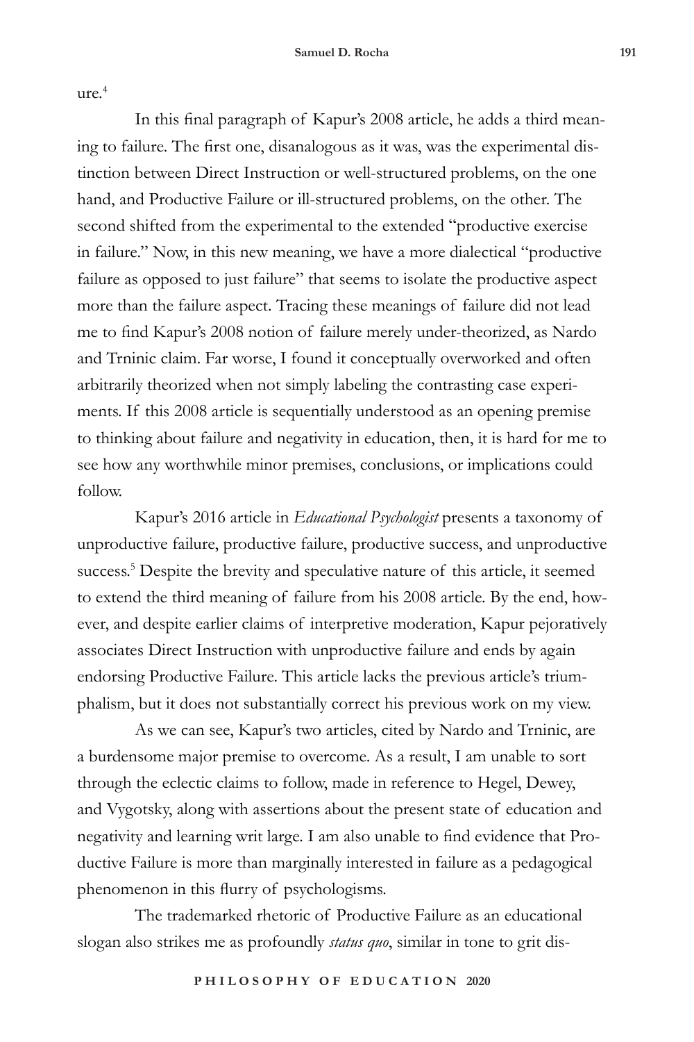ure.[4]

In this final paragraph of Kapur's 2008 article, he adds a third meaning to failure. The first one, disanalogous as it was, was the experimental distinction between Direct Instruction or well-structured problems, on the one hand, and Productive Failure or ill-structured problems, on the other. The second shifted from the experimental to the extended "productive exercise in failure." Now, in this new meaning, we have a more dialectical "productive failure as opposed to just failure" that seems to isolate the productive aspect more than the failure aspect. Tracing these meanings of failure did not lead me to find Kapur's 2008 notion of failure merely under-theorized, as Nardo and Trninic claim. Far worse, I found it conceptually overworked and often arbitrarily theorized when not simply labeling the contrasting case experiments. If this 2008 article is sequentially understood as an opening premise to thinking about failure and negativity in education, then, it is hard for me to see how any worthwhile minor premises, conclusions, or implications could follow.

Kapur's 2016 article in *Educational Psychologist* presents a taxonomy of unproductive failure, productive failure, productive success, and unproductive success.[5] Despite the brevity and speculative nature of this article, it seemed to extend the third meaning of failure from his 2008 article. By the end, however, and despite earlier claims of interpretive moderation, Kapur pejoratively associates Direct Instruction with unproductive failure and ends by again endorsing Productive Failure. This article lacks the previous article's triumphalism, but it does not substantially correct his previous work on my view.

As we can see, Kapur's two articles, cited by Nardo and Trninic, are a burdensome major premise to overcome. As a result, I am unable to sort through the eclectic claims to follow, made in reference to Hegel, Dewey, and Vygotsky, along with assertions about the present state of education and negativity and learning writ large. I am also unable to find evidence that Productive Failure is more than marginally interested in failure as a pedagogical phenomenon in this flurry of psychologisms.

The trademarked rhetoric of Productive Failure as an educational slogan also strikes me as profoundly *status quo*, similar in tone to grit dis-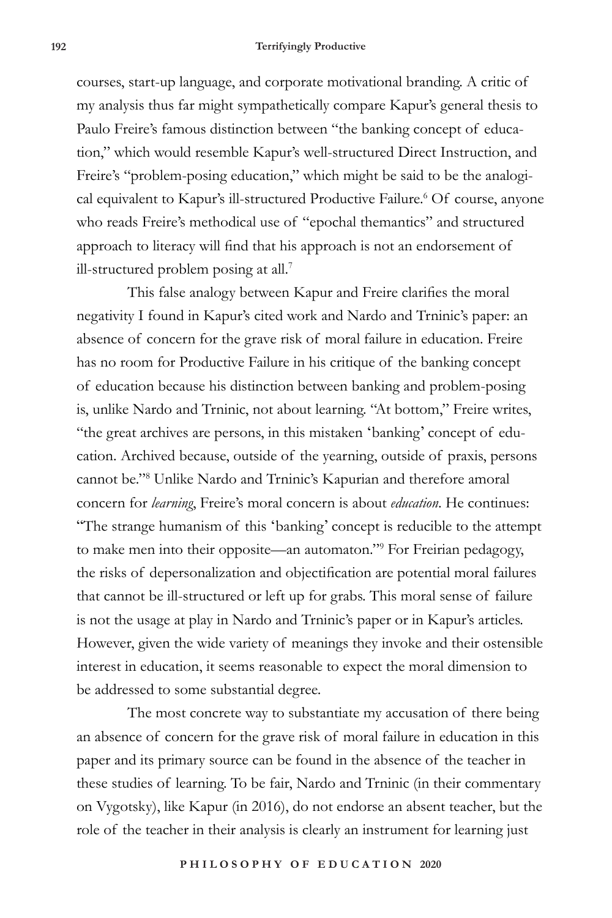courses, start-up language, and corporate motivational branding. A critic of my analysis thus far might sympathetically compare Kapur's general thesis to Paulo Freire's famous distinction between "the banking concept of education," which would resemble Kapur's well-structured Direct Instruction, and Freire's "problem-posing education," which might be said to be the analogical equivalent to Kapur's ill-structured Productive Failure.[6] Of course, anyone who reads Freire's methodical use of "epochal thematics" and structured approach to literacy will find that his approach is not an endorsement of ill-structured problem posing at all.[7]

This false analogy between Kapur and Freire clarifies the moral negativity I found in Kapur's cited work and Nardo and Trninic's paper: an absence of concern for the grave risk of moral failure in education. Freire has no room for Productive Failure in his critique of the banking concept of education because his distinction between banking and problem-posing is, unlike Nardo and Trninic, not about learning. "At bottom," Freire writes, "the great archives are persons, in this mistaken 'banking' concept of education. Archived because, outside of the yearning, outside of praxis, persons cannot be."[8] Unlike Nardo and Trninic's Kapurian and therefore amoral concern for *learning*, Freire's moral concern is about *education*. He continues: "The strange humanism of this 'banking' concept is reducible to the attempt to make men into their opposite—an automaton."[9] For Freirian pedagogy, the risks of depersonalization and objectification are potential moral failures that cannot be ill-structured or left up for grabs. This moral sense of failure is not the usage at play in Nardo and Trninic's paper or in Kapur's articles. However, given the wide variety of meanings they invoke and their ostensible interest in education, it seems reasonable to expect the moral dimension to be addressed to some substantial degree.

The most concrete way to substantiate my accusation of there being an absence of concern for the grave risk of moral failure in education in this paper and its primary source can be found in the absence of the teacher in these studies of learning. To be fair, Nardo and Trninic (in their commentary on Vygotsky), like Kapur (in 2016), do not endorse an absent teacher, but the role of the teacher in their analysis is clearly an instrument for learning just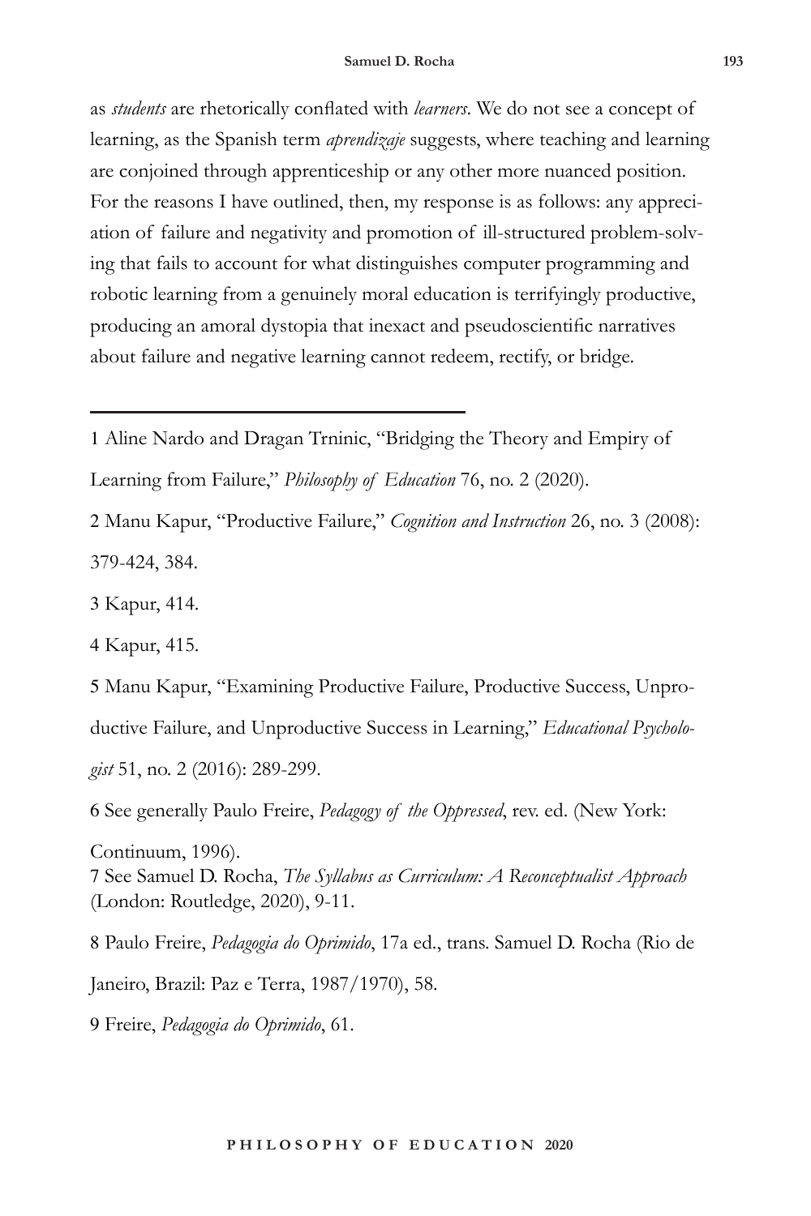as *students* are rhetorically conflated with *learners*. We do not see a concept of learning, as the Spanish term *aprendizaje* suggests, where teaching and learning are conjoined through apprenticeship or any other more nuanced position. For the reasons I have outlined, then, my response is as follows: any appreciation of failure and negativity and promotion of ill-structured problem-solving that fails to account for what distinguishes computer programming and robotic learning from a genuinely moral education is terrifyingly productive, producing an amoral dystopia that inexact and pseudoscientific narratives about failure and negative learning cannot redeem, rectify, or bridge.

---

1 Aline Nardo and Dragan Trninic, "Bridging the Theory and Empiry of Learning from Failure," *Philosophy of Education* 76, no. 2 (2020).

2 Manu Kapur, "Productive Failure," *Cognition and Instruction* 26, no. 3 (2008): 379-424, 384.

3 Kapur, 414.

4 Kapur, 415.

5 Manu Kapur, "Examining Productive Failure, Productive Success, Unproductive Failure, and Unproductive Success in Learning," *Educational Psychologist* 51, no. 2 (2016): 289-299.

6 See generally Paulo Freire, *Pedagogy of the Oppressed*, rev. ed. (New York: Continuum, 1996).

7 See Samuel D. Rocha, *The Syllabus as Curriculum: A Reconceptualist Approach* (London: Routledge, 2020), 9-11.

8 Paulo Freire, *Pedagogia do Oprimido*, 17a ed., trans. Samuel D. Rocha (Rio de Janeiro, Brazil: Paz e Terra, 1987/1970), 58.

9 Freire, *Pedagogia do Oprimido*, 61.